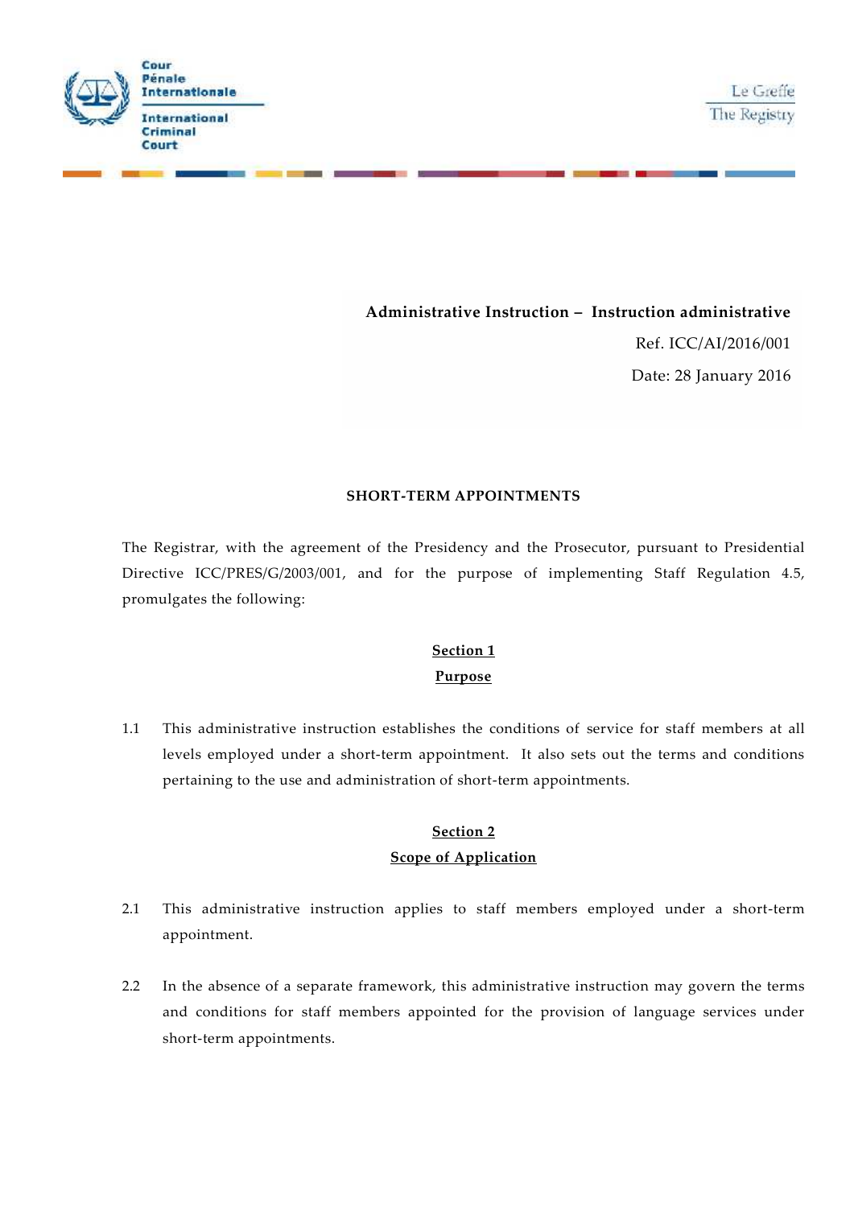Cour Pénale Internationale

International Criminal Court

Le Greffe
The Registry

**Administrative Instruction – Instruction administrative**

Ref. ICC/AI/2016/001

Date: 28 January 2016

# SHORT-TERM APPOINTMENTS

The Registrar, with the agreement of the Presidency and the Prosecutor, pursuant to Presidential Directive ICC/PRES/G/2003/001, and for the purpose of implementing Staff Regulation 4.5, promulgates the following:

## Section 1
## Purpose

1.1 This administrative instruction establishes the conditions of service for staff members at all levels employed under a short-term appointment. It also sets out the terms and conditions pertaining to the use and administration of short-term appointments.

## Section 2
## Scope of Application

2.1 This administrative instruction applies to staff members employed under a short-term appointment.

2.2 In the absence of a separate framework, this administrative instruction may govern the terms and conditions for staff members appointed for the provision of language services under short-term appointments.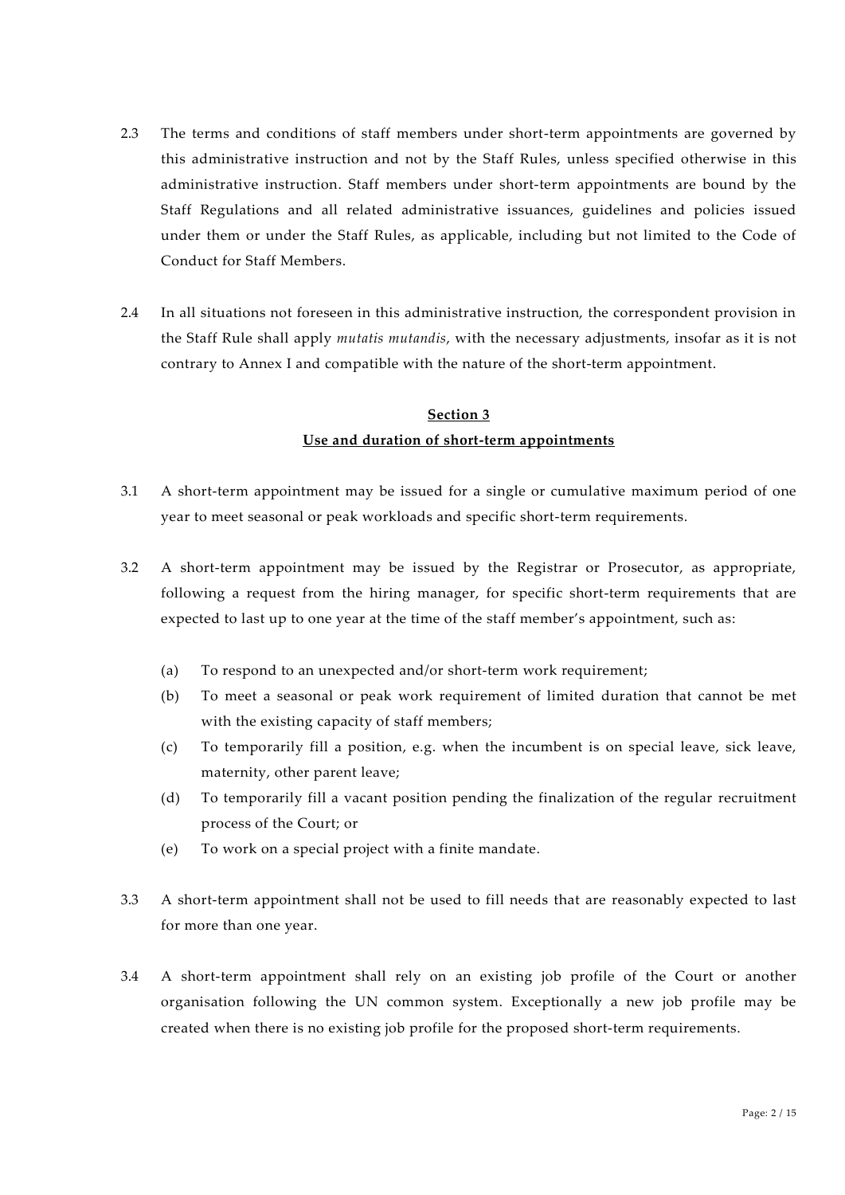2.3 The terms and conditions of staff members under short-term appointments are governed by this administrative instruction and not by the Staff Rules, unless specified otherwise in this administrative instruction. Staff members under short-term appointments are bound by the Staff Regulations and all related administrative issuances, guidelines and policies issued under them or under the Staff Rules, as applicable, including but not limited to the Code of Conduct for Staff Members.

2.4 In all situations not foreseen in this administrative instruction, the correspondent provision in the Staff Rule shall apply *mutatis mutandis*, with the necessary adjustments, insofar as it is not contrary to Annex I and compatible with the nature of the short-term appointment.

## Section 3
## Use and duration of short-term appointments

3.1 A short-term appointment may be issued for a single or cumulative maximum period of one year to meet seasonal or peak workloads and specific short-term requirements.

3.2 A short-term appointment may be issued by the Registrar or Prosecutor, as appropriate, following a request from the hiring manager, for specific short-term requirements that are expected to last up to one year at the time of the staff member's appointment, such as:

(a) To respond to an unexpected and/or short-term work requirement;

(b) To meet a seasonal or peak work requirement of limited duration that cannot be met with the existing capacity of staff members;

(c) To temporarily fill a position, e.g. when the incumbent is on special leave, sick leave, maternity, other parent leave;

(d) To temporarily fill a vacant position pending the finalization of the regular recruitment process of the Court; or

(e) To work on a special project with a finite mandate.

3.3 A short-term appointment shall not be used to fill needs that are reasonably expected to last for more than one year.

3.4 A short-term appointment shall rely on an existing job profile of the Court or another organisation following the UN common system. Exceptionally a new job profile may be created when there is no existing job profile for the proposed short-term requirements.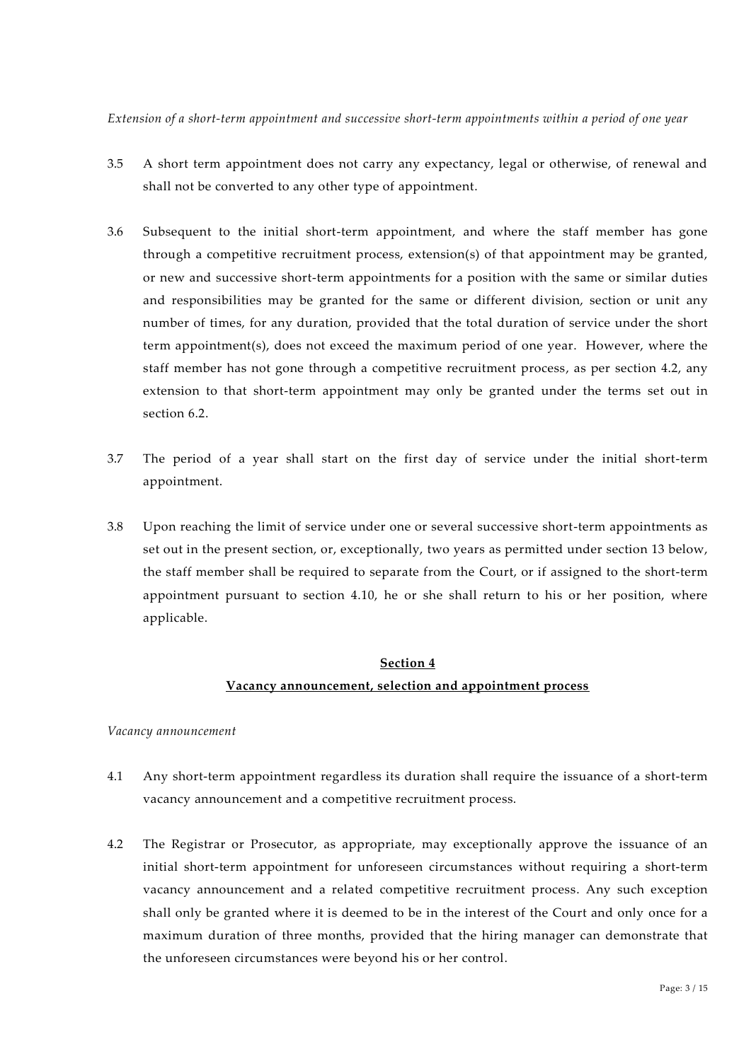*Extension of a short-term appointment and successive short-term appointments within a period of one year*

3.5 A short term appointment does not carry any expectancy, legal or otherwise, of renewal and shall not be converted to any other type of appointment.

3.6 Subsequent to the initial short-term appointment, and where the staff member has gone through a competitive recruitment process, extension(s) of that appointment may be granted, or new and successive short-term appointments for a position with the same or similar duties and responsibilities may be granted for the same or different division, section or unit any number of times, for any duration, provided that the total duration of service under the short term appointment(s), does not exceed the maximum period of one year. However, where the staff member has not gone through a competitive recruitment process, as per section 4.2, any extension to that short-term appointment may only be granted under the terms set out in section 6.2.

3.7 The period of a year shall start on the first day of service under the initial short-term appointment.

3.8 Upon reaching the limit of service under one or several successive short-term appointments as set out in the present section, or, exceptionally, two years as permitted under section 13 below, the staff member shall be required to separate from the Court, or if assigned to the short-term appointment pursuant to section 4.10, he or she shall return to his or her position, where applicable.

## **Section 4**

## **Vacancy announcement, selection and appointment process**

*Vacancy announcement*

4.1 Any short-term appointment regardless its duration shall require the issuance of a short-term vacancy announcement and a competitive recruitment process.

4.2 The Registrar or Prosecutor, as appropriate, may exceptionally approve the issuance of an initial short-term appointment for unforeseen circumstances without requiring a short-term vacancy announcement and a related competitive recruitment process. Any such exception shall only be granted where it is deemed to be in the interest of the Court and only once for a maximum duration of three months, provided that the hiring manager can demonstrate that the unforeseen circumstances were beyond his or her control.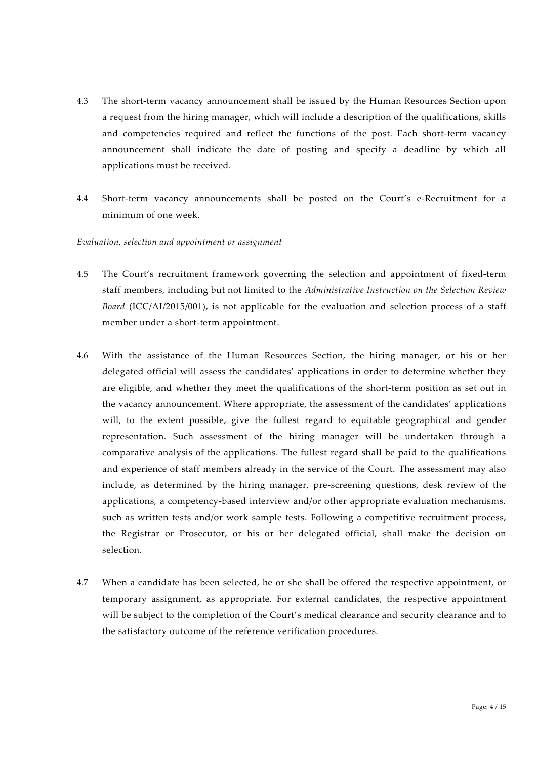4.3 The short-term vacancy announcement shall be issued by the Human Resources Section upon a request from the hiring manager, which will include a description of the qualifications, skills and competencies required and reflect the functions of the post. Each short-term vacancy announcement shall indicate the date of posting and specify a deadline by which all applications must be received.

4.4 Short-term vacancy announcements shall be posted on the Court's e-Recruitment for a minimum of one week.

*Evaluation, selection and appointment or assignment*

4.5 The Court's recruitment framework governing the selection and appointment of fixed-term staff members, including but not limited to the *Administrative Instruction on the Selection Review Board* (ICC/AI/2015/001), is not applicable for the evaluation and selection process of a staff member under a short-term appointment.

4.6 With the assistance of the Human Resources Section, the hiring manager, or his or her delegated official will assess the candidates' applications in order to determine whether they are eligible, and whether they meet the qualifications of the short-term position as set out in the vacancy announcement. Where appropriate, the assessment of the candidates' applications will, to the extent possible, give the fullest regard to equitable geographical and gender representation. Such assessment of the hiring manager will be undertaken through a comparative analysis of the applications. The fullest regard shall be paid to the qualifications and experience of staff members already in the service of the Court. The assessment may also include, as determined by the hiring manager, pre-screening questions, desk review of the applications, a competency-based interview and/or other appropriate evaluation mechanisms, such as written tests and/or work sample tests. Following a competitive recruitment process, the Registrar or Prosecutor, or his or her delegated official, shall make the decision on selection.

4.7 When a candidate has been selected, he or she shall be offered the respective appointment, or temporary assignment, as appropriate. For external candidates, the respective appointment will be subject to the completion of the Court's medical clearance and security clearance and to the satisfactory outcome of the reference verification procedures.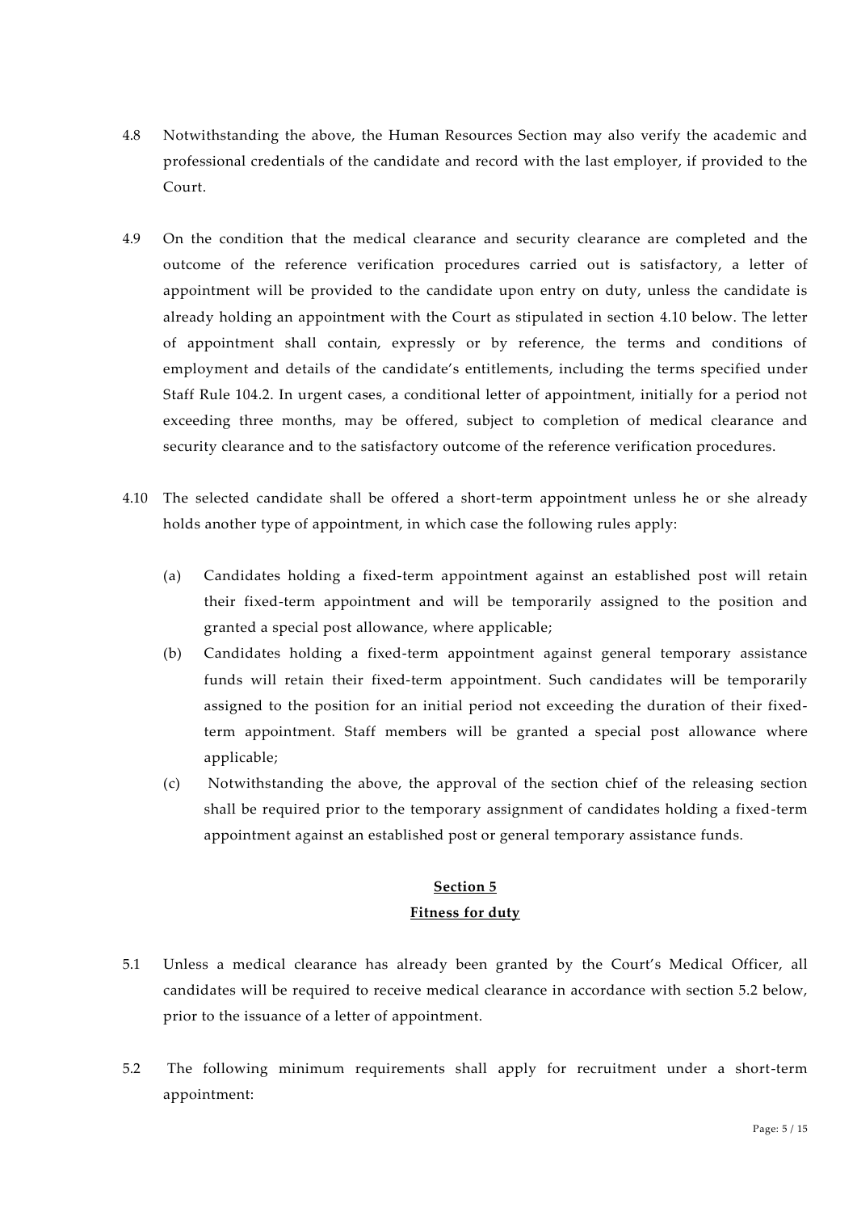4.8 Notwithstanding the above, the Human Resources Section may also verify the academic and professional credentials of the candidate and record with the last employer, if provided to the Court.

4.9 On the condition that the medical clearance and security clearance are completed and the outcome of the reference verification procedures carried out is satisfactory, a letter of appointment will be provided to the candidate upon entry on duty, unless the candidate is already holding an appointment with the Court as stipulated in section 4.10 below. The letter of appointment shall contain, expressly or by reference, the terms and conditions of employment and details of the candidate's entitlements, including the terms specified under Staff Rule 104.2. In urgent cases, a conditional letter of appointment, initially for a period not exceeding three months, may be offered, subject to completion of medical clearance and security clearance and to the satisfactory outcome of the reference verification procedures.

4.10 The selected candidate shall be offered a short-term appointment unless he or she already holds another type of appointment, in which case the following rules apply:

(a) Candidates holding a fixed-term appointment against an established post will retain their fixed-term appointment and will be temporarily assigned to the position and granted a special post allowance, where applicable;

(b) Candidates holding a fixed-term appointment against general temporary assistance funds will retain their fixed-term appointment. Such candidates will be temporarily assigned to the position for an initial period not exceeding the duration of their fixed-term appointment. Staff members will be granted a special post allowance where applicable;

(c) Notwithstanding the above, the approval of the section chief of the releasing section shall be required prior to the temporary assignment of candidates holding a fixed-term appointment against an established post or general temporary assistance funds.

## Section 5
## Fitness for duty

5.1 Unless a medical clearance has already been granted by the Court's Medical Officer, all candidates will be required to receive medical clearance in accordance with section 5.2 below, prior to the issuance of a letter of appointment.

5.2 The following minimum requirements shall apply for recruitment under a short-term appointment: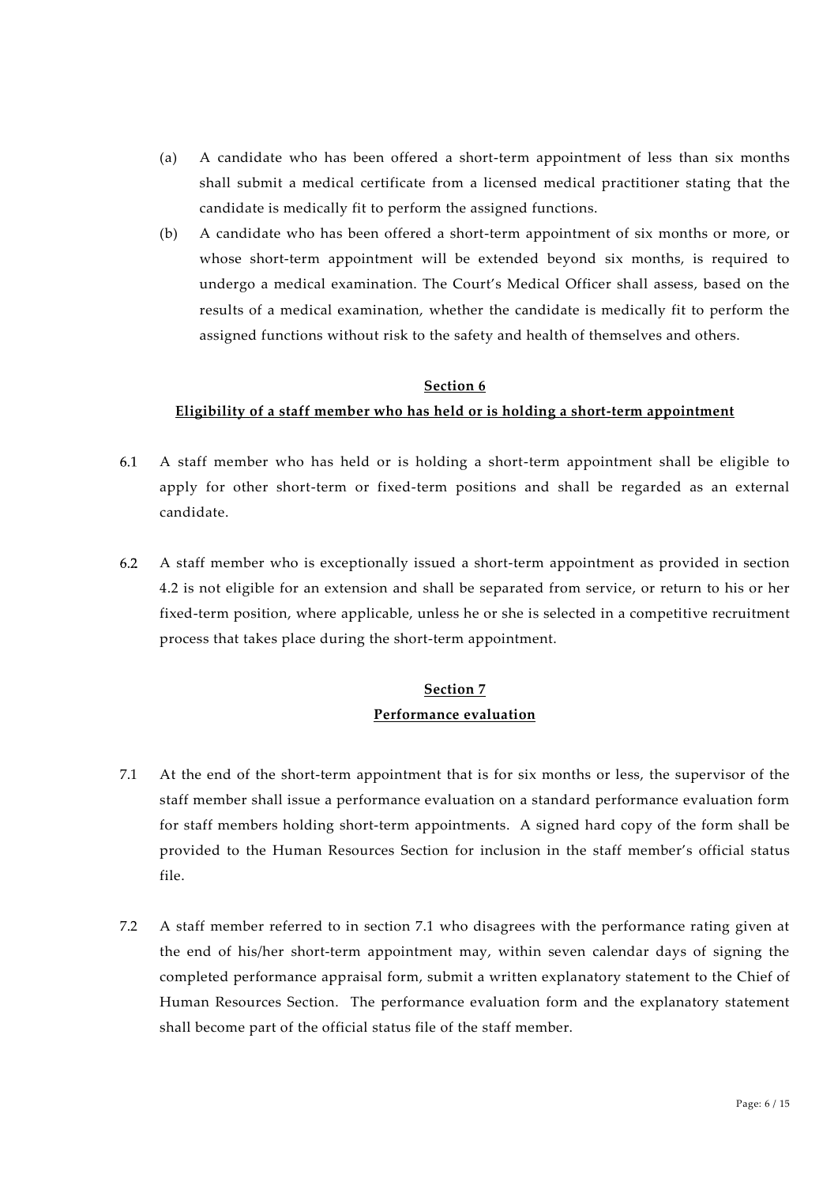(a) A candidate who has been offered a short-term appointment of less than six months shall submit a medical certificate from a licensed medical practitioner stating that the candidate is medically fit to perform the assigned functions.

(b) A candidate who has been offered a short-term appointment of six months or more, or whose short-term appointment will be extended beyond six months, is required to undergo a medical examination. The Court's Medical Officer shall assess, based on the results of a medical examination, whether the candidate is medically fit to perform the assigned functions without risk to the safety and health of themselves and others.

## Section 6

## Eligibility of a staff member who has held or is holding a short-term appointment

6.1 A staff member who has held or is holding a short-term appointment shall be eligible to apply for other short-term or fixed-term positions and shall be regarded as an external candidate.

6.2 A staff member who is exceptionally issued a short-term appointment as provided in section 4.2 is not eligible for an extension and shall be separated from service, or return to his or her fixed-term position, where applicable, unless he or she is selected in a competitive recruitment process that takes place during the short-term appointment.

## Section 7

## Performance evaluation

7.1 At the end of the short-term appointment that is for six months or less, the supervisor of the staff member shall issue a performance evaluation on a standard performance evaluation form for staff members holding short-term appointments. A signed hard copy of the form shall be provided to the Human Resources Section for inclusion in the staff member's official status file.

7.2 A staff member referred to in section 7.1 who disagrees with the performance rating given at the end of his/her short-term appointment may, within seven calendar days of signing the completed performance appraisal form, submit a written explanatory statement to the Chief of Human Resources Section. The performance evaluation form and the explanatory statement shall become part of the official status file of the staff member.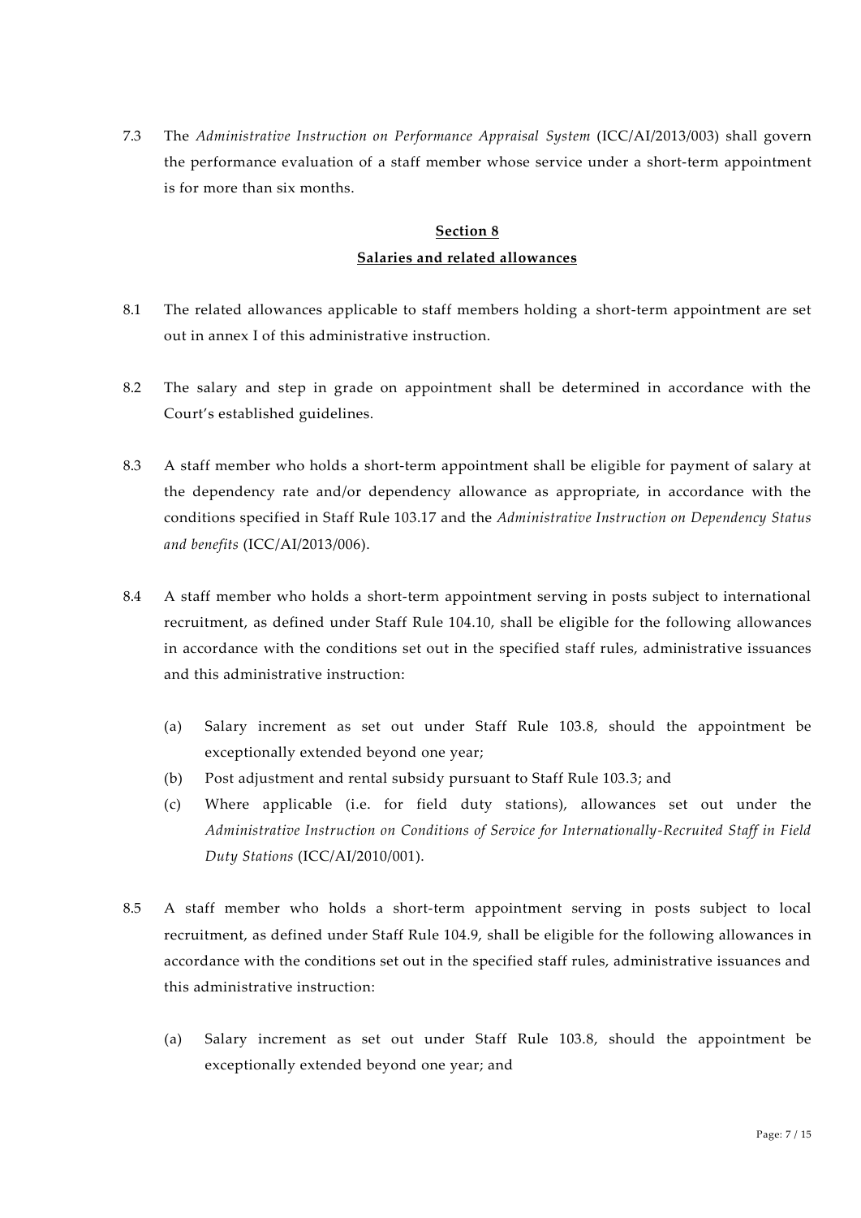7.3 The *Administrative Instruction on Performance Appraisal System* (ICC/AI/2013/003) shall govern the performance evaluation of a staff member whose service under a short-term appointment is for more than six months.

## Section 8

## Salaries and related allowances

8.1 The related allowances applicable to staff members holding a short-term appointment are set out in annex I of this administrative instruction.

8.2 The salary and step in grade on appointment shall be determined in accordance with the Court's established guidelines.

8.3 A staff member who holds a short-term appointment shall be eligible for payment of salary at the dependency rate and/or dependency allowance as appropriate, in accordance with the conditions specified in Staff Rule 103.17 and the *Administrative Instruction on Dependency Status and benefits* (ICC/AI/2013/006).

8.4 A staff member who holds a short-term appointment serving in posts subject to international recruitment, as defined under Staff Rule 104.10, shall be eligible for the following allowances in accordance with the conditions set out in the specified staff rules, administrative issuances and this administrative instruction:

(a) Salary increment as set out under Staff Rule 103.8, should the appointment be exceptionally extended beyond one year;

(b) Post adjustment and rental subsidy pursuant to Staff Rule 103.3; and

(c) Where applicable (i.e. for field duty stations), allowances set out under the *Administrative Instruction on Conditions of Service for Internationally-Recruited Staff in Field Duty Stations* (ICC/AI/2010/001).

8.5 A staff member who holds a short-term appointment serving in posts subject to local recruitment, as defined under Staff Rule 104.9, shall be eligible for the following allowances in accordance with the conditions set out in the specified staff rules, administrative issuances and this administrative instruction:

(a) Salary increment as set out under Staff Rule 103.8, should the appointment be exceptionally extended beyond one year; and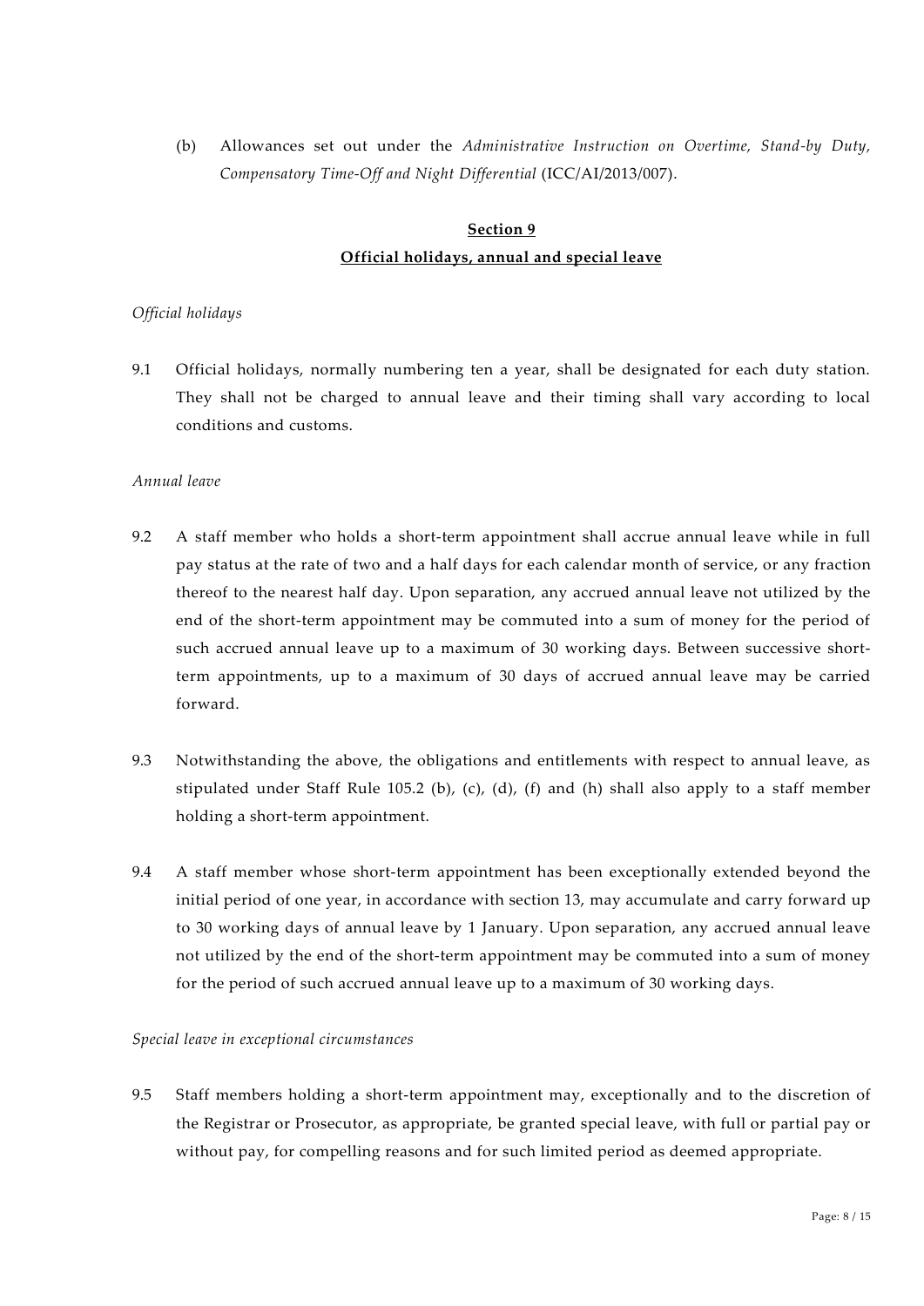(b) Allowances set out under the *Administrative Instruction on Overtime, Stand-by Duty, Compensatory Time-Off and Night Differential* (ICC/AI/2013/007).

## Section 9
## Official holidays, annual and special leave

*Official holidays*

9.1 Official holidays, normally numbering ten a year, shall be designated for each duty station. They shall not be charged to annual leave and their timing shall vary according to local conditions and customs.

*Annual leave*

9.2 A staff member who holds a short-term appointment shall accrue annual leave while in full pay status at the rate of two and a half days for each calendar month of service, or any fraction thereof to the nearest half day. Upon separation, any accrued annual leave not utilized by the end of the short-term appointment may be commuted into a sum of money for the period of such accrued annual leave up to a maximum of 30 working days. Between successive short-term appointments, up to a maximum of 30 days of accrued annual leave may be carried forward.

9.3 Notwithstanding the above, the obligations and entitlements with respect to annual leave, as stipulated under Staff Rule 105.2 (b), (c), (d), (f) and (h) shall also apply to a staff member holding a short-term appointment.

9.4 A staff member whose short-term appointment has been exceptionally extended beyond the initial period of one year, in accordance with section 13, may accumulate and carry forward up to 30 working days of annual leave by 1 January. Upon separation, any accrued annual leave not utilized by the end of the short-term appointment may be commuted into a sum of money for the period of such accrued annual leave up to a maximum of 30 working days.

*Special leave in exceptional circumstances*

9.5 Staff members holding a short-term appointment may, exceptionally and to the discretion of the Registrar or Prosecutor, as appropriate, be granted special leave, with full or partial pay or without pay, for compelling reasons and for such limited period as deemed appropriate.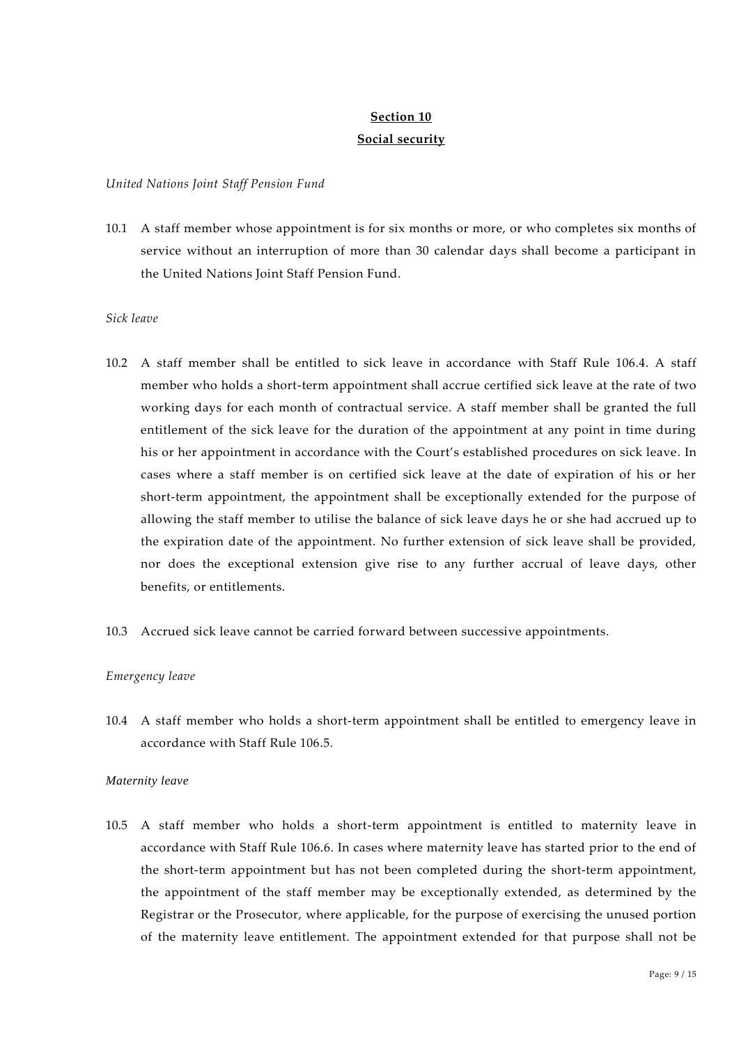## Section 10
## Social security

*United Nations Joint Staff Pension Fund*

10.1 A staff member whose appointment is for six months or more, or who completes six months of service without an interruption of more than 30 calendar days shall become a participant in the United Nations Joint Staff Pension Fund.

*Sick leave*

10.2 A staff member shall be entitled to sick leave in accordance with Staff Rule 106.4. A staff member who holds a short-term appointment shall accrue certified sick leave at the rate of two working days for each month of contractual service. A staff member shall be granted the full entitlement of the sick leave for the duration of the appointment at any point in time during his or her appointment in accordance with the Court's established procedures on sick leave. In cases where a staff member is on certified sick leave at the date of expiration of his or her short-term appointment, the appointment shall be exceptionally extended for the purpose of allowing the staff member to utilise the balance of sick leave days he or she had accrued up to the expiration date of the appointment. No further extension of sick leave shall be provided, nor does the exceptional extension give rise to any further accrual of leave days, other benefits, or entitlements.

10.3 Accrued sick leave cannot be carried forward between successive appointments.

*Emergency leave*

10.4 A staff member who holds a short-term appointment shall be entitled to emergency leave in accordance with Staff Rule 106.5.

*Maternity leave*

10.5 A staff member who holds a short-term appointment is entitled to maternity leave in accordance with Staff Rule 106.6. In cases where maternity leave has started prior to the end of the short-term appointment but has not been completed during the short-term appointment, the appointment of the staff member may be exceptionally extended, as determined by the Registrar or the Prosecutor, where applicable, for the purpose of exercising the unused portion of the maternity leave entitlement. The appointment extended for that purpose shall not be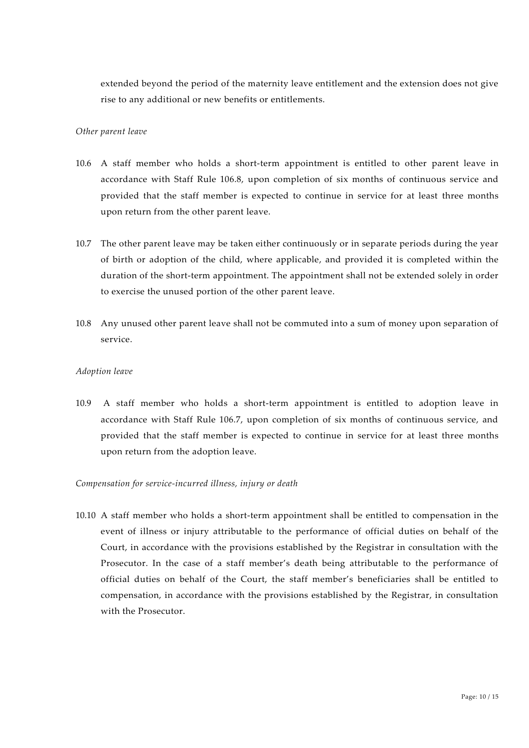extended beyond the period of the maternity leave entitlement and the extension does not give rise to any additional or new benefits or entitlements.

*Other parent leave*

10.6 A staff member who holds a short-term appointment is entitled to other parent leave in accordance with Staff Rule 106.8, upon completion of six months of continuous service and provided that the staff member is expected to continue in service for at least three months upon return from the other parent leave.

10.7 The other parent leave may be taken either continuously or in separate periods during the year of birth or adoption of the child, where applicable, and provided it is completed within the duration of the short-term appointment. The appointment shall not be extended solely in order to exercise the unused portion of the other parent leave.

10.8 Any unused other parent leave shall not be commuted into a sum of money upon separation of service.

*Adoption leave*

10.9 A staff member who holds a short-term appointment is entitled to adoption leave in accordance with Staff Rule 106.7, upon completion of six months of continuous service, and provided that the staff member is expected to continue in service for at least three months upon return from the adoption leave.

*Compensation for service-incurred illness, injury or death*

10.10 A staff member who holds a short-term appointment shall be entitled to compensation in the event of illness or injury attributable to the performance of official duties on behalf of the Court, in accordance with the provisions established by the Registrar in consultation with the Prosecutor. In the case of a staff member's death being attributable to the performance of official duties on behalf of the Court, the staff member's beneficiaries shall be entitled to compensation, in accordance with the provisions established by the Registrar, in consultation with the Prosecutor.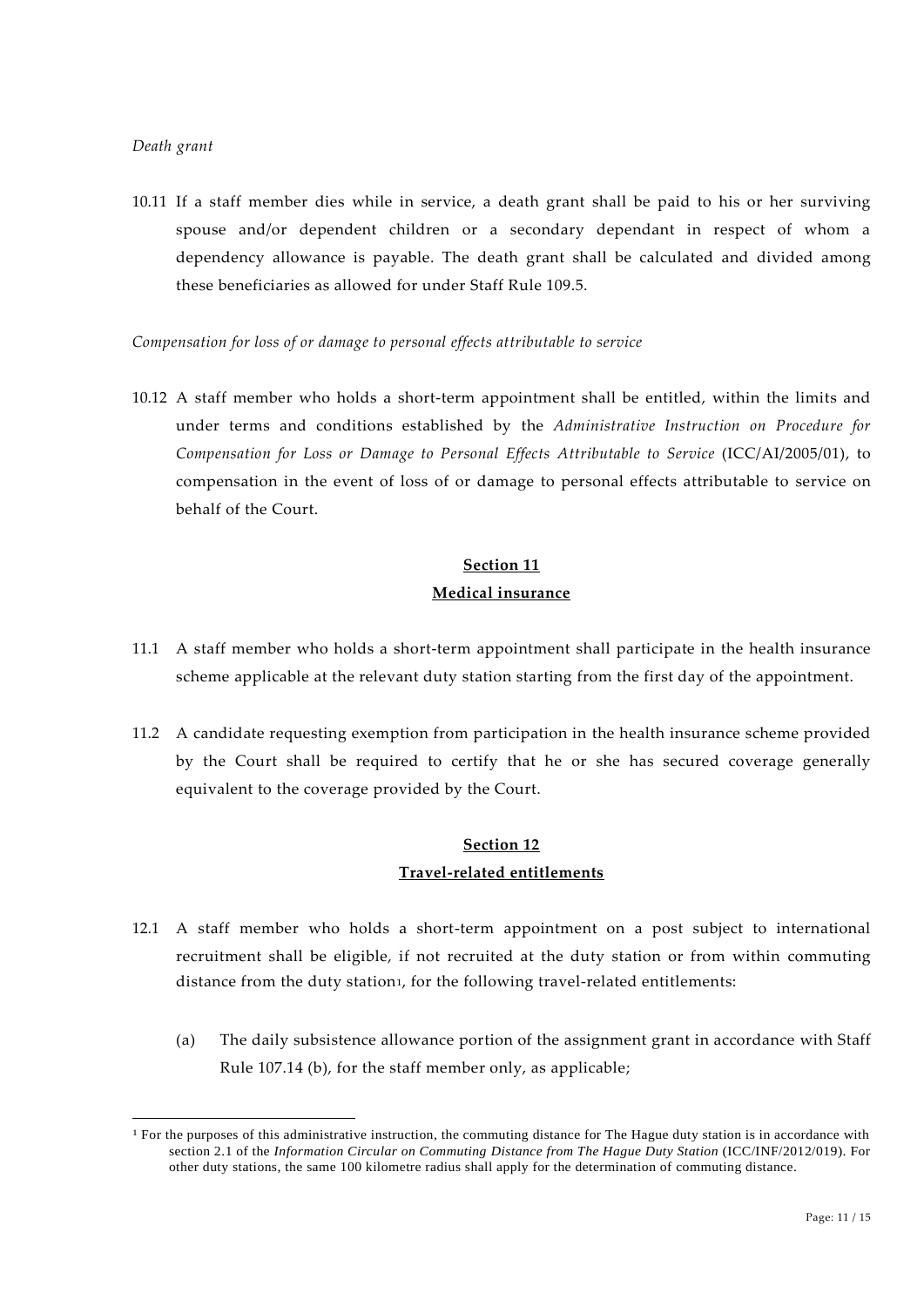*Death grant*

10.11 If a staff member dies while in service, a death grant shall be paid to his or her surviving spouse and/or dependent children or a secondary dependant in respect of whom a dependency allowance is payable. The death grant shall be calculated and divided among these beneficiaries as allowed for under Staff Rule 109.5.

*Compensation for loss of or damage to personal effects attributable to service*

10.12 A staff member who holds a short-term appointment shall be entitled, within the limits and under terms and conditions established by the *Administrative Instruction on Procedure for Compensation for Loss or Damage to Personal Effects Attributable to Service* (ICC/AI/2005/01), to compensation in the event of loss of or damage to personal effects attributable to service on behalf of the Court.

## Section 11
## Medical insurance

11.1 A staff member who holds a short-term appointment shall participate in the health insurance scheme applicable at the relevant duty station starting from the first day of the appointment.

11.2 A candidate requesting exemption from participation in the health insurance scheme provided by the Court shall be required to certify that he or she has secured coverage generally equivalent to the coverage provided by the Court.

## Section 12
## Travel-related entitlements

12.1 A staff member who holds a short-term appointment on a post subject to international recruitment shall be eligible, if not recruited at the duty station or from within commuting distance from the duty station[1], for the following travel-related entitlements:

(a) The daily subsistence allowance portion of the assignment grant in accordance with Staff Rule 107.14 (b), for the staff member only, as applicable;

---

[1] For the purposes of this administrative instruction, the commuting distance for The Hague duty station is in accordance with section 2.1 of the *Information Circular on Commuting Distance from The Hague Duty Station* (ICC/INF/2012/019). For other duty stations, the same 100 kilometre radius shall apply for the determination of commuting distance.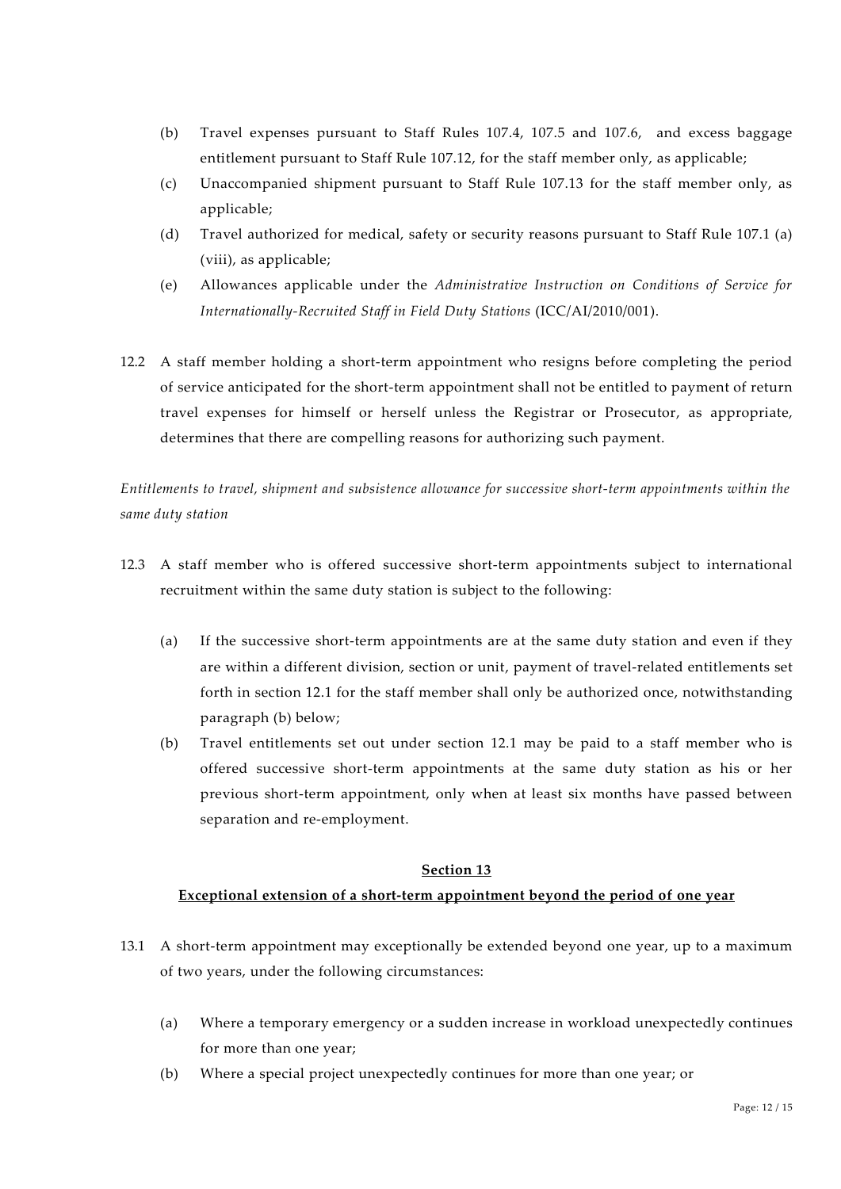(b) Travel expenses pursuant to Staff Rules 107.4, 107.5 and 107.6, and excess baggage entitlement pursuant to Staff Rule 107.12, for the staff member only, as applicable;

(c) Unaccompanied shipment pursuant to Staff Rule 107.13 for the staff member only, as applicable;

(d) Travel authorized for medical, safety or security reasons pursuant to Staff Rule 107.1 (a) (viii), as applicable;

(e) Allowances applicable under the *Administrative Instruction on Conditions of Service for Internationally-Recruited Staff in Field Duty Stations* (ICC/AI/2010/001).

12.2 A staff member holding a short-term appointment who resigns before completing the period of service anticipated for the short-term appointment shall not be entitled to payment of return travel expenses for himself or herself unless the Registrar or Prosecutor, as appropriate, determines that there are compelling reasons for authorizing such payment.

*Entitlements to travel, shipment and subsistence allowance for successive short-term appointments within the same duty station*

12.3 A staff member who is offered successive short-term appointments subject to international recruitment within the same duty station is subject to the following:

(a) If the successive short-term appointments are at the same duty station and even if they are within a different division, section or unit, payment of travel-related entitlements set forth in section 12.1 for the staff member shall only be authorized once, notwithstanding paragraph (b) below;

(b) Travel entitlements set out under section 12.1 may be paid to a staff member who is offered successive short-term appointments at the same duty station as his or her previous short-term appointment, only when at least six months have passed between separation and re-employment.

## Section 13

## Exceptional extension of a short-term appointment beyond the period of one year

13.1 A short-term appointment may exceptionally be extended beyond one year, up to a maximum of two years, under the following circumstances:

(a) Where a temporary emergency or a sudden increase in workload unexpectedly continues for more than one year;

(b) Where a special project unexpectedly continues for more than one year; or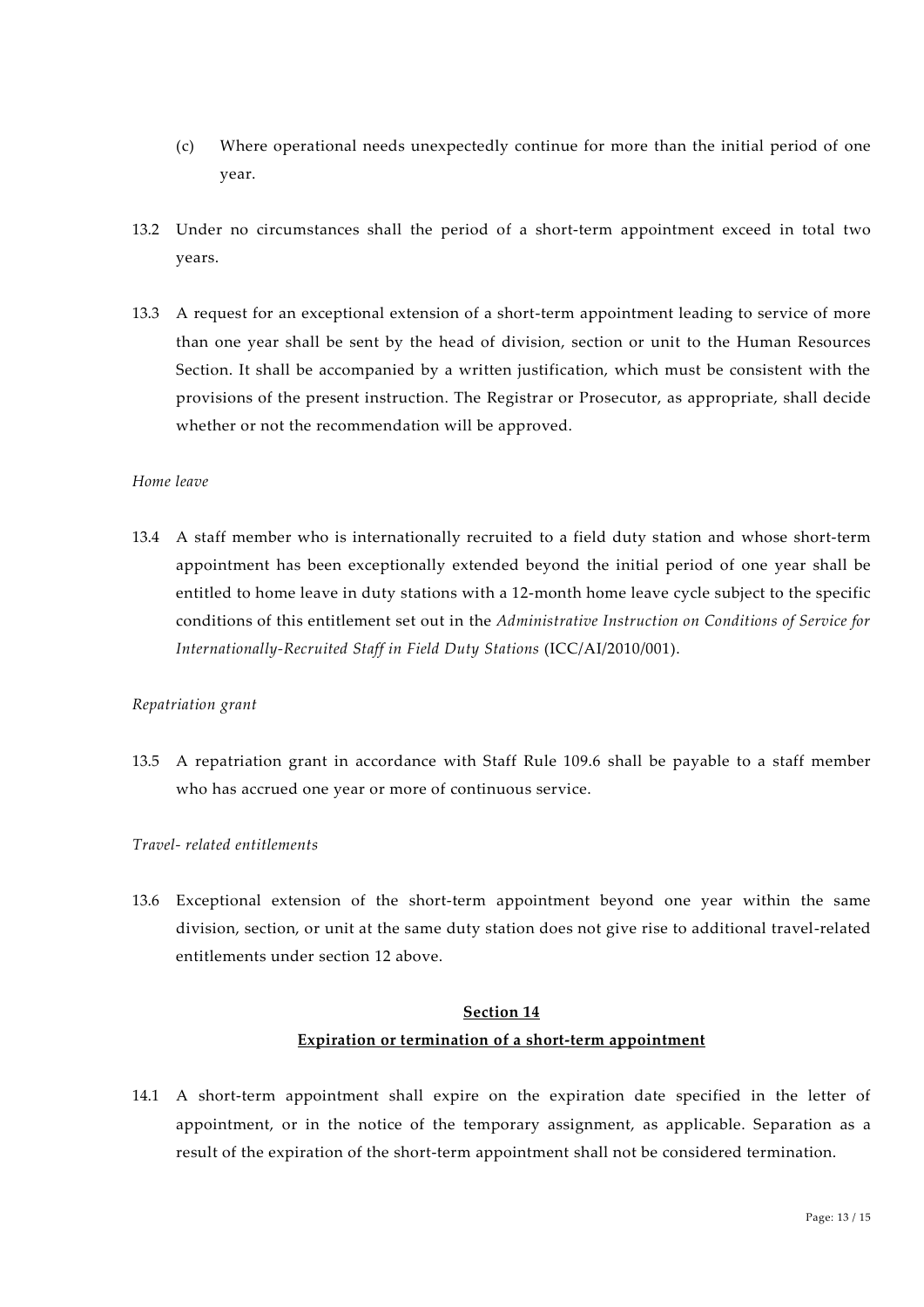(c) Where operational needs unexpectedly continue for more than the initial period of one year.

13.2 Under no circumstances shall the period of a short-term appointment exceed in total two years.

13.3 A request for an exceptional extension of a short-term appointment leading to service of more than one year shall be sent by the head of division, section or unit to the Human Resources Section. It shall be accompanied by a written justification, which must be consistent with the provisions of the present instruction. The Registrar or Prosecutor, as appropriate, shall decide whether or not the recommendation will be approved.

*Home leave*

13.4 A staff member who is internationally recruited to a field duty station and whose short-term appointment has been exceptionally extended beyond the initial period of one year shall be entitled to home leave in duty stations with a 12-month home leave cycle subject to the specific conditions of this entitlement set out in the *Administrative Instruction on Conditions of Service for Internationally-Recruited Staff in Field Duty Stations* (ICC/AI/2010/001).

*Repatriation grant*

13.5 A repatriation grant in accordance with Staff Rule 109.6 shall be payable to a staff member who has accrued one year or more of continuous service.

*Travel- related entitlements*

13.6 Exceptional extension of the short-term appointment beyond one year within the same division, section, or unit at the same duty station does not give rise to additional travel-related entitlements under section 12 above.

## Section 14
## Expiration or termination of a short-term appointment

14.1 A short-term appointment shall expire on the expiration date specified in the letter of appointment, or in the notice of the temporary assignment, as applicable. Separation as a result of the expiration of the short-term appointment shall not be considered termination.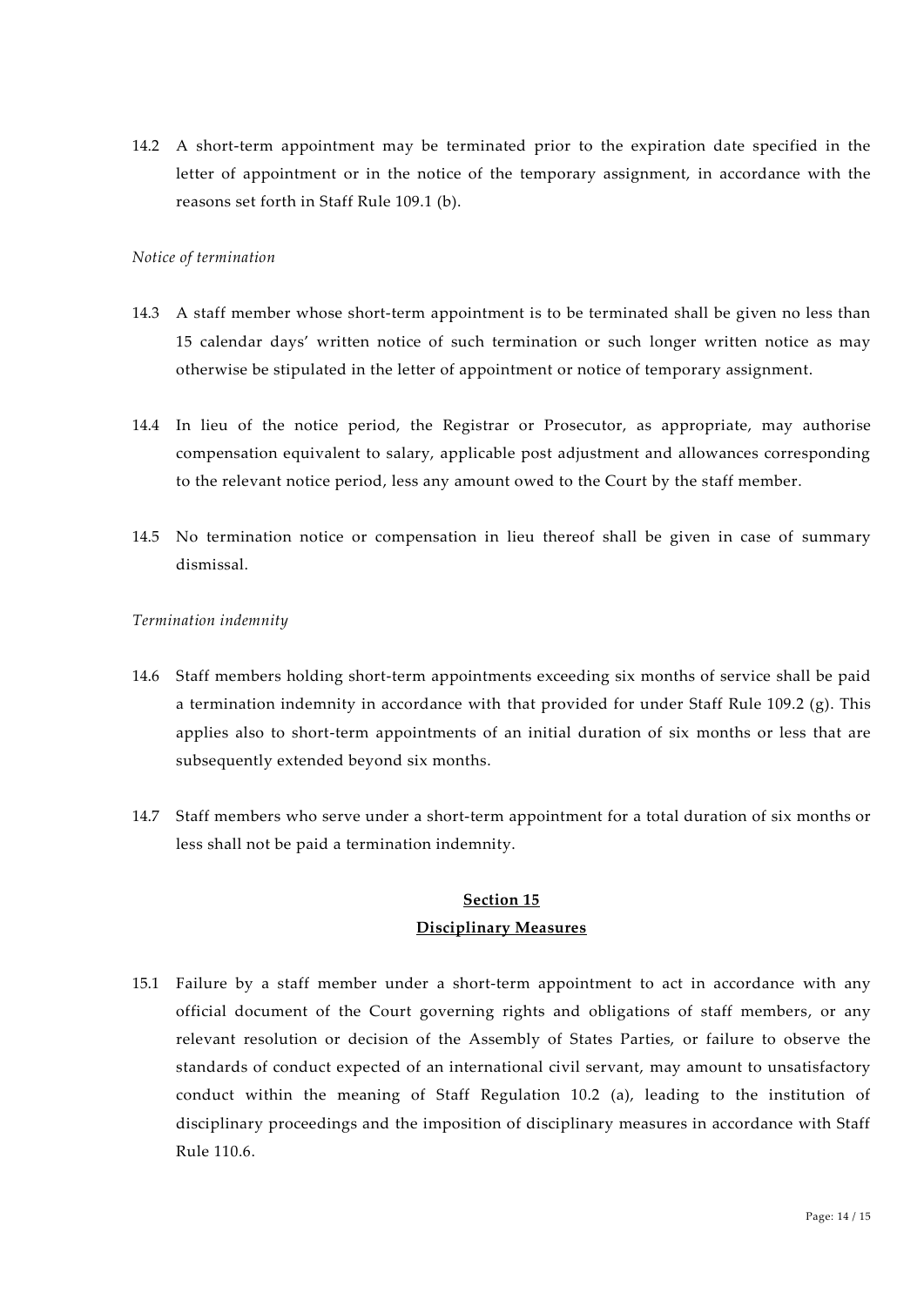14.2 A short-term appointment may be terminated prior to the expiration date specified in the letter of appointment or in the notice of the temporary assignment, in accordance with the reasons set forth in Staff Rule 109.1 (b).

*Notice of termination*

14.3 A staff member whose short-term appointment is to be terminated shall be given no less than 15 calendar days' written notice of such termination or such longer written notice as may otherwise be stipulated in the letter of appointment or notice of temporary assignment.

14.4 In lieu of the notice period, the Registrar or Prosecutor, as appropriate, may authorise compensation equivalent to salary, applicable post adjustment and allowances corresponding to the relevant notice period, less any amount owed to the Court by the staff member.

14.5 No termination notice or compensation in lieu thereof shall be given in case of summary dismissal.

*Termination indemnity*

14.6 Staff members holding short-term appointments exceeding six months of service shall be paid a termination indemnity in accordance with that provided for under Staff Rule 109.2 (g). This applies also to short-term appointments of an initial duration of six months or less that are subsequently extended beyond six months.

14.7 Staff members who serve under a short-term appointment for a total duration of six months or less shall not be paid a termination indemnity.

## Section 15
## Disciplinary Measures

15.1 Failure by a staff member under a short-term appointment to act in accordance with any official document of the Court governing rights and obligations of staff members, or any relevant resolution or decision of the Assembly of States Parties, or failure to observe the standards of conduct expected of an international civil servant, may amount to unsatisfactory conduct within the meaning of Staff Regulation 10.2 (a), leading to the institution of disciplinary proceedings and the imposition of disciplinary measures in accordance with Staff Rule 110.6.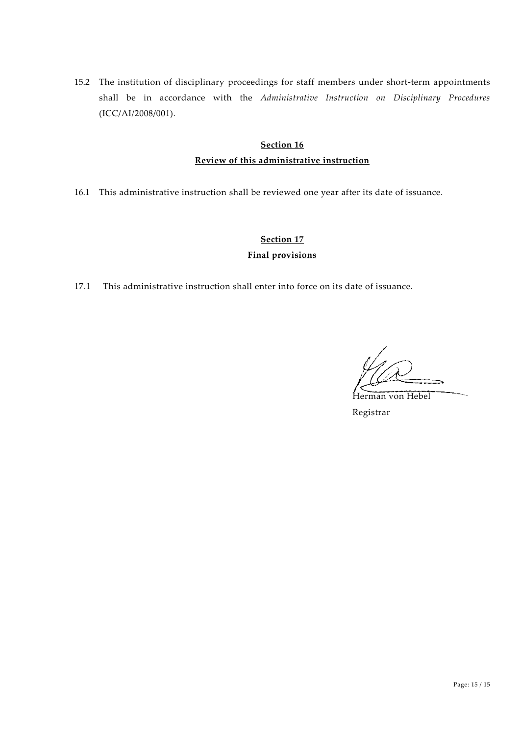15.2 The institution of disciplinary proceedings for staff members under short-term appointments shall be in accordance with the *Administrative Instruction on Disciplinary Procedures* (ICC/AI/2008/001).

## Section 16

## Review of this administrative instruction

16.1 This administrative instruction shall be reviewed one year after its date of issuance.

## Section 17

## Final provisions

17.1 This administrative instruction shall enter into force on its date of issuance.

Herman von Hebel

Registrar